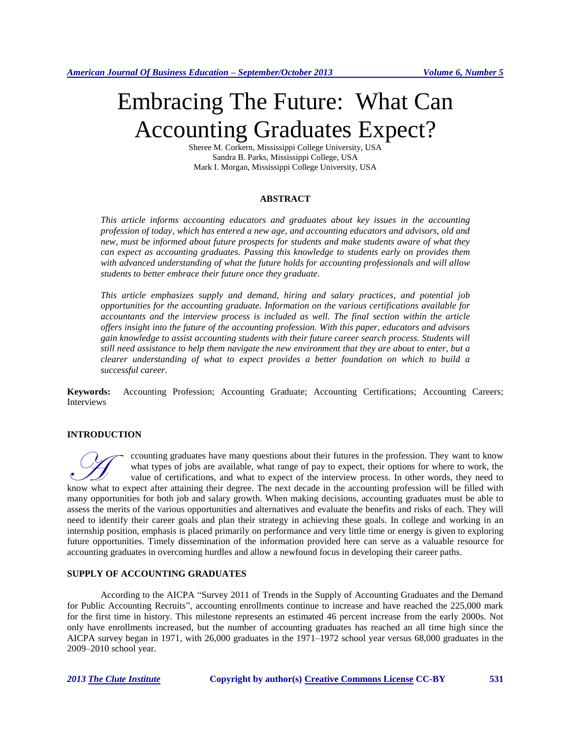# Embracing The Future: What Can Accounting Graduates Expect?

Sheree M. Corkern, Mississippi College University, USA
Sandra B. Parks, Mississippi College, USA
Mark I. Morgan, Mississippi College University, USA

## ABSTRACT

*This article informs accounting educators and graduates about key issues in the accounting profession of today, which has entered a new age, and accounting educators and advisors, old and new, must be informed about future prospects for students and make students aware of what they can expect as accounting graduates. Passing this knowledge to students early on provides them with advanced understanding of what the future holds for accounting professionals and will allow students to better embrace their future once they graduate.*

*This article emphasizes supply and demand, hiring and salary practices, and potential job opportunities for the accounting graduate. Information on the various certifications available for accountants and the interview process is included as well. The final section within the article offers insight into the future of the accounting profession. With this paper, educators and advisors gain knowledge to assist accounting students with their future career search process. Students will still need assistance to help them navigate the new environment that they are about to enter, but a clearer understanding of what to expect provides a better foundation on which to build a successful career.*

**Keywords:** Accounting Profession; Accounting Graduate; Accounting Certifications; Accounting Careers; Interviews

## INTRODUCTION

Accounting graduates have many questions about their futures in the profession. They want to know what types of jobs are available, what range of pay to expect, their options for where to work, the value of certifications, and what to expect of the interview process. In other words, they need to know what to expect after attaining their degree. The next decade in the accounting profession will be filled with many opportunities for both job and salary growth. When making decisions, accounting graduates must be able to assess the merits of the various opportunities and alternatives and evaluate the benefits and risks of each. They will need to identify their career goals and plan their strategy in achieving these goals. In college and working in an internship position, emphasis is placed primarily on performance and very little time or energy is given to exploring future opportunities. Timely dissemination of the information provided here can serve as a valuable resource for accounting graduates in overcoming hurdles and allow a newfound focus in developing their career paths.

## SUPPLY OF ACCOUNTING GRADUATES

According to the AICPA "Survey 2011 of Trends in the Supply of Accounting Graduates and the Demand for Public Accounting Recruits", accounting enrollments continue to increase and have reached the 225,000 mark for the first time in history. This milestone represents an estimated 46 percent increase from the early 2000s. Not only have enrollments increased, but the number of accounting graduates has reached an all time high since the AICPA survey began in 1971, with 26,000 graduates in the 1971–1972 school year versus 68,000 graduates in the 2009–2010 school year.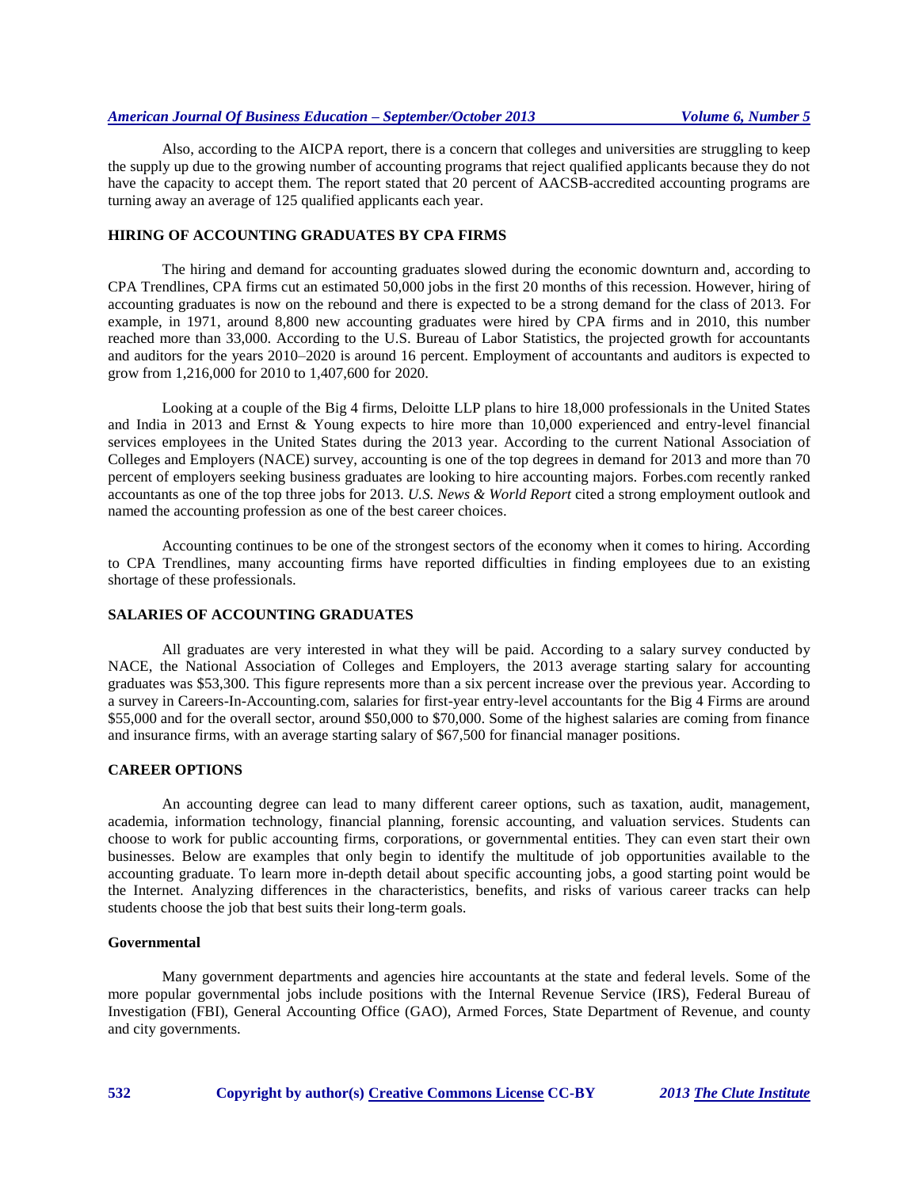Also, according to the AICPA report, there is a concern that colleges and universities are struggling to keep the supply up due to the growing number of accounting programs that reject qualified applicants because they do not have the capacity to accept them. The report stated that 20 percent of AACSB-accredited accounting programs are turning away an average of 125 qualified applicants each year.

## HIRING OF ACCOUNTING GRADUATES BY CPA FIRMS

The hiring and demand for accounting graduates slowed during the economic downturn and, according to CPA Trendlines, CPA firms cut an estimated 50,000 jobs in the first 20 months of this recession. However, hiring of accounting graduates is now on the rebound and there is expected to be a strong demand for the class of 2013. For example, in 1971, around 8,800 new accounting graduates were hired by CPA firms and in 2010, this number reached more than 33,000. According to the U.S. Bureau of Labor Statistics, the projected growth for accountants and auditors for the years 2010–2020 is around 16 percent. Employment of accountants and auditors is expected to grow from 1,216,000 for 2010 to 1,407,600 for 2020.

Looking at a couple of the Big 4 firms, Deloitte LLP plans to hire 18,000 professionals in the United States and India in 2013 and Ernst & Young expects to hire more than 10,000 experienced and entry-level financial services employees in the United States during the 2013 year. According to the current National Association of Colleges and Employers (NACE) survey, accounting is one of the top degrees in demand for 2013 and more than 70 percent of employers seeking business graduates are looking to hire accounting majors. Forbes.com recently ranked accountants as one of the top three jobs for 2013. *U.S. News & World Report* cited a strong employment outlook and named the accounting profession as one of the best career choices.

Accounting continues to be one of the strongest sectors of the economy when it comes to hiring. According to CPA Trendlines, many accounting firms have reported difficulties in finding employees due to an existing shortage of these professionals.

## SALARIES OF ACCOUNTING GRADUATES

All graduates are very interested in what they will be paid. According to a salary survey conducted by NACE, the National Association of Colleges and Employers, the 2013 average starting salary for accounting graduates was $53,300. This figure represents more than a six percent increase over the previous year. According to a survey in Careers-In-Accounting.com, salaries for first-year entry-level accountants for the Big 4 Firms are around $55,000 and for the overall sector, around $50,000 to $70,000. Some of the highest salaries are coming from finance and insurance firms, with an average starting salary of $67,500 for financial manager positions.

## CAREER OPTIONS

An accounting degree can lead to many different career options, such as taxation, audit, management, academia, information technology, financial planning, forensic accounting, and valuation services. Students can choose to work for public accounting firms, corporations, or governmental entities. They can even start their own businesses. Below are examples that only begin to identify the multitude of job opportunities available to the accounting graduate. To learn more in-depth detail about specific accounting jobs, a good starting point would be the Internet. Analyzing differences in the characteristics, benefits, and risks of various career tracks can help students choose the job that best suits their long-term goals.

### Governmental

Many government departments and agencies hire accountants at the state and federal levels. Some of the more popular governmental jobs include positions with the Internal Revenue Service (IRS), Federal Bureau of Investigation (FBI), General Accounting Office (GAO), Armed Forces, State Department of Revenue, and county and city governments.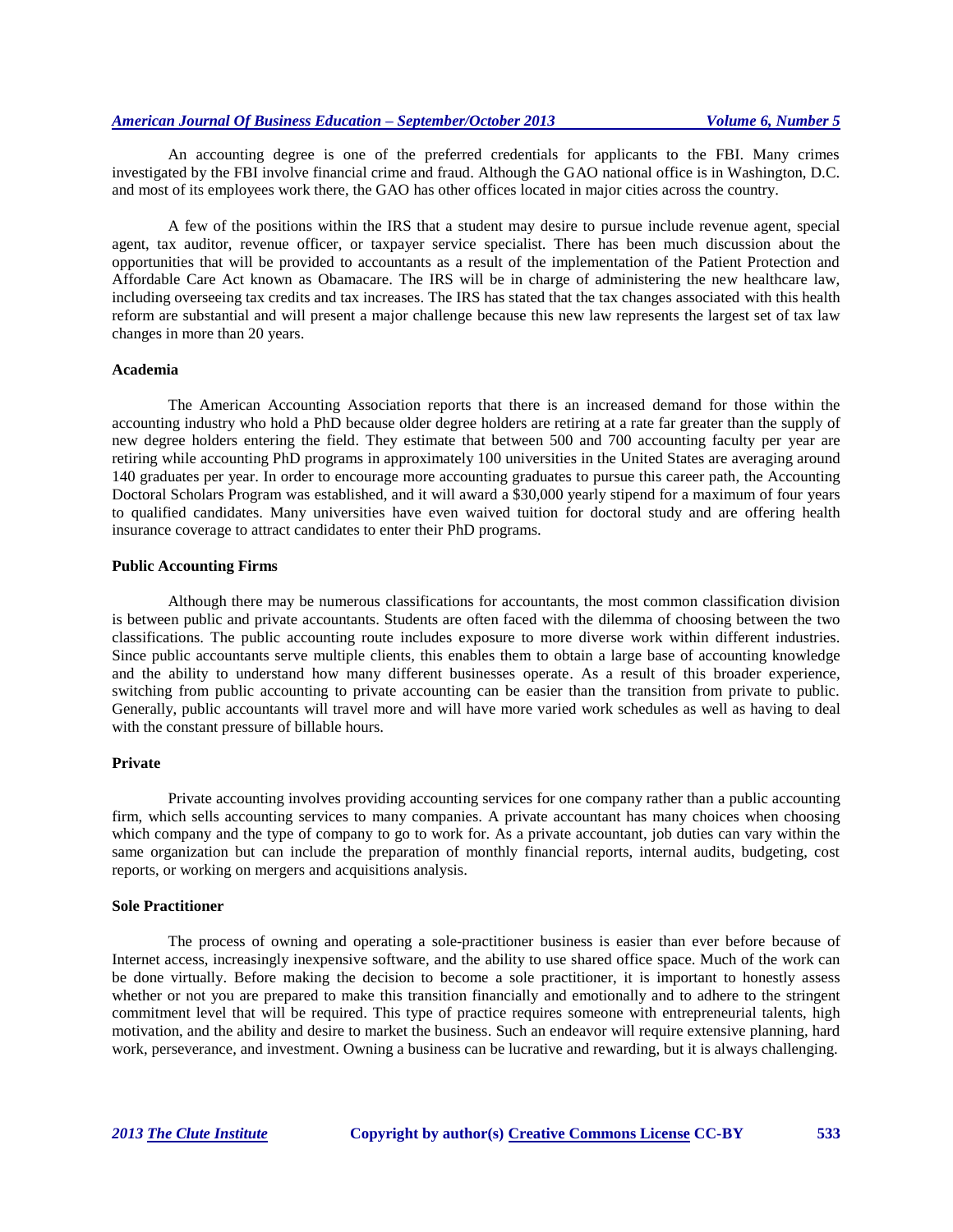An accounting degree is one of the preferred credentials for applicants to the FBI. Many crimes investigated by the FBI involve financial crime and fraud. Although the GAO national office is in Washington, D.C. and most of its employees work there, the GAO has other offices located in major cities across the country.

A few of the positions within the IRS that a student may desire to pursue include revenue agent, special agent, tax auditor, revenue officer, or taxpayer service specialist. There has been much discussion about the opportunities that will be provided to accountants as a result of the implementation of the Patient Protection and Affordable Care Act known as Obamacare. The IRS will be in charge of administering the new healthcare law, including overseeing tax credits and tax increases. The IRS has stated that the tax changes associated with this health reform are substantial and will present a major challenge because this new law represents the largest set of tax law changes in more than 20 years.

### Academia

The American Accounting Association reports that there is an increased demand for those within the accounting industry who hold a PhD because older degree holders are retiring at a rate far greater than the supply of new degree holders entering the field. They estimate that between 500 and 700 accounting faculty per year are retiring while accounting PhD programs in approximately 100 universities in the United States are averaging around 140 graduates per year. In order to encourage more accounting graduates to pursue this career path, the Accounting Doctoral Scholars Program was established, and it will award a $30,000 yearly stipend for a maximum of four years to qualified candidates. Many universities have even waived tuition for doctoral study and are offering health insurance coverage to attract candidates to enter their PhD programs.

### Public Accounting Firms

Although there may be numerous classifications for accountants, the most common classification division is between public and private accountants. Students are often faced with the dilemma of choosing between the two classifications. The public accounting route includes exposure to more diverse work within different industries. Since public accountants serve multiple clients, this enables them to obtain a large base of accounting knowledge and the ability to understand how many different businesses operate. As a result of this broader experience, switching from public accounting to private accounting can be easier than the transition from private to public. Generally, public accountants will travel more and will have more varied work schedules as well as having to deal with the constant pressure of billable hours.

### Private

Private accounting involves providing accounting services for one company rather than a public accounting firm, which sells accounting services to many companies. A private accountant has many choices when choosing which company and the type of company to go to work for. As a private accountant, job duties can vary within the same organization but can include the preparation of monthly financial reports, internal audits, budgeting, cost reports, or working on mergers and acquisitions analysis.

### Sole Practitioner

The process of owning and operating a sole-practitioner business is easier than ever before because of Internet access, increasingly inexpensive software, and the ability to use shared office space. Much of the work can be done virtually. Before making the decision to become a sole practitioner, it is important to honestly assess whether or not you are prepared to make this transition financially and emotionally and to adhere to the stringent commitment level that will be required. This type of practice requires someone with entrepreneurial talents, high motivation, and the ability and desire to market the business. Such an endeavor will require extensive planning, hard work, perseverance, and investment. Owning a business can be lucrative and rewarding, but it is always challenging.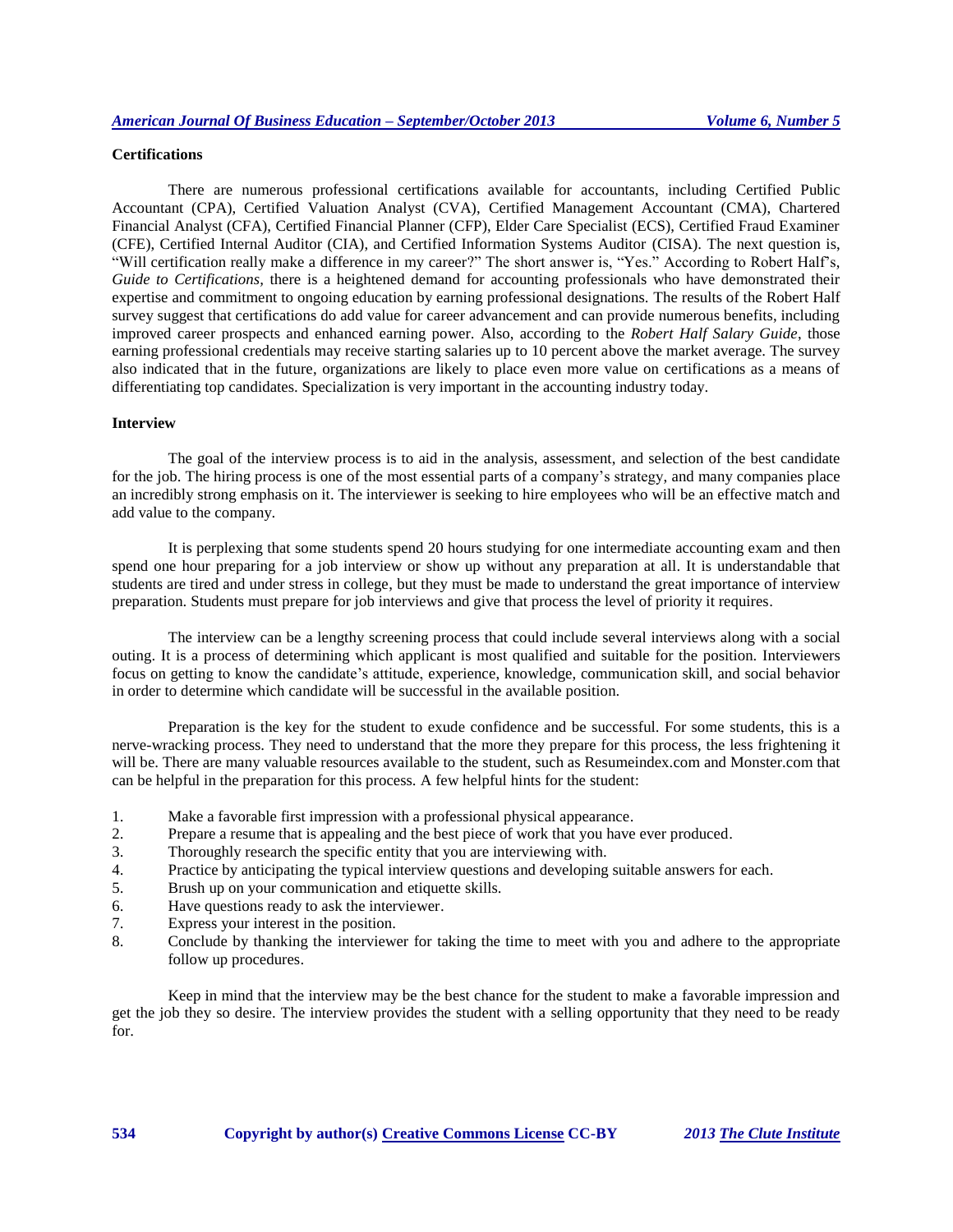### Certifications

There are numerous professional certifications available for accountants, including Certified Public Accountant (CPA), Certified Valuation Analyst (CVA), Certified Management Accountant (CMA), Chartered Financial Analyst (CFA), Certified Financial Planner (CFP), Elder Care Specialist (ECS), Certified Fraud Examiner (CFE), Certified Internal Auditor (CIA), and Certified Information Systems Auditor (CISA). The next question is, "Will certification really make a difference in my career?" The short answer is, "Yes." According to Robert Half's, *Guide to Certifications,* there is a heightened demand for accounting professionals who have demonstrated their expertise and commitment to ongoing education by earning professional designations. The results of the Robert Half survey suggest that certifications do add value for career advancement and can provide numerous benefits, including improved career prospects and enhanced earning power. Also, according to the *Robert Half Salary Guide*, those earning professional credentials may receive starting salaries up to 10 percent above the market average. The survey also indicated that in the future, organizations are likely to place even more value on certifications as a means of differentiating top candidates. Specialization is very important in the accounting industry today.

### Interview

The goal of the interview process is to aid in the analysis, assessment, and selection of the best candidate for the job. The hiring process is one of the most essential parts of a company's strategy, and many companies place an incredibly strong emphasis on it. The interviewer is seeking to hire employees who will be an effective match and add value to the company.

It is perplexing that some students spend 20 hours studying for one intermediate accounting exam and then spend one hour preparing for a job interview or show up without any preparation at all. It is understandable that students are tired and under stress in college, but they must be made to understand the great importance of interview preparation. Students must prepare for job interviews and give that process the level of priority it requires.

The interview can be a lengthy screening process that could include several interviews along with a social outing. It is a process of determining which applicant is most qualified and suitable for the position. Interviewers focus on getting to know the candidate's attitude, experience, knowledge, communication skill, and social behavior in order to determine which candidate will be successful in the available position.

Preparation is the key for the student to exude confidence and be successful. For some students, this is a nerve-wracking process. They need to understand that the more they prepare for this process, the less frightening it will be. There are many valuable resources available to the student, such as Resumeindex.com and Monster.com that can be helpful in the preparation for this process. A few helpful hints for the student:

1. Make a favorable first impression with a professional physical appearance.
2. Prepare a resume that is appealing and the best piece of work that you have ever produced.
3. Thoroughly research the specific entity that you are interviewing with.
4. Practice by anticipating the typical interview questions and developing suitable answers for each.
5. Brush up on your communication and etiquette skills.
6. Have questions ready to ask the interviewer.
7. Express your interest in the position.
8. Conclude by thanking the interviewer for taking the time to meet with you and adhere to the appropriate follow up procedures.

Keep in mind that the interview may be the best chance for the student to make a favorable impression and get the job they so desire. The interview provides the student with a selling opportunity that they need to be ready for.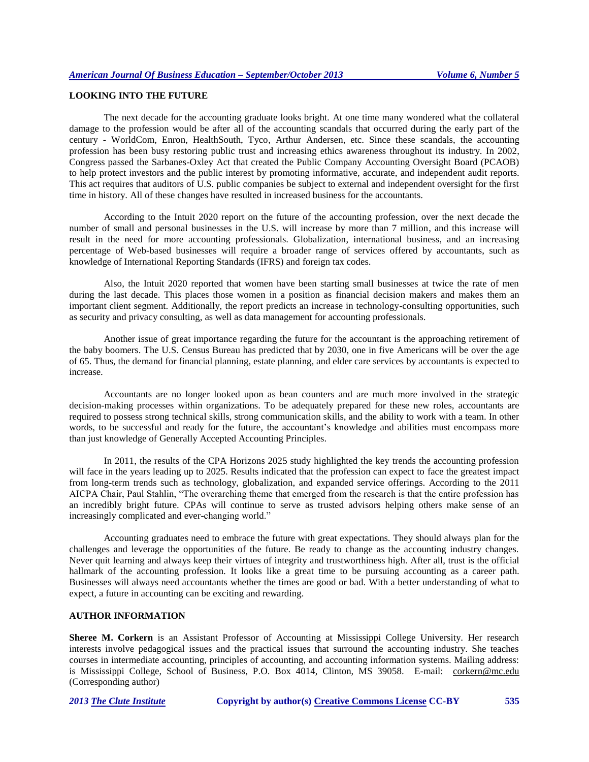## LOOKING INTO THE FUTURE

The next decade for the accounting graduate looks bright. At one time many wondered what the collateral damage to the profession would be after all of the accounting scandals that occurred during the early part of the century - WorldCom, Enron, HealthSouth, Tyco, Arthur Andersen, etc. Since these scandals, the accounting profession has been busy restoring public trust and increasing ethics awareness throughout its industry. In 2002, Congress passed the Sarbanes-Oxley Act that created the Public Company Accounting Oversight Board (PCAOB) to help protect investors and the public interest by promoting informative, accurate, and independent audit reports. This act requires that auditors of U.S. public companies be subject to external and independent oversight for the first time in history. All of these changes have resulted in increased business for the accountants.

According to the Intuit 2020 report on the future of the accounting profession, over the next decade the number of small and personal businesses in the U.S. will increase by more than 7 million, and this increase will result in the need for more accounting professionals. Globalization, international business, and an increasing percentage of Web-based businesses will require a broader range of services offered by accountants, such as knowledge of International Reporting Standards (IFRS) and foreign tax codes.

Also, the Intuit 2020 reported that women have been starting small businesses at twice the rate of men during the last decade. This places those women in a position as financial decision makers and makes them an important client segment. Additionally, the report predicts an increase in technology-consulting opportunities, such as security and privacy consulting, as well as data management for accounting professionals.

Another issue of great importance regarding the future for the accountant is the approaching retirement of the baby boomers. The U.S. Census Bureau has predicted that by 2030, one in five Americans will be over the age of 65. Thus, the demand for financial planning, estate planning, and elder care services by accountants is expected to increase.

Accountants are no longer looked upon as bean counters and are much more involved in the strategic decision-making processes within organizations. To be adequately prepared for these new roles, accountants are required to possess strong technical skills, strong communication skills, and the ability to work with a team. In other words, to be successful and ready for the future, the accountant's knowledge and abilities must encompass more than just knowledge of Generally Accepted Accounting Principles.

In 2011, the results of the CPA Horizons 2025 study highlighted the key trends the accounting profession will face in the years leading up to 2025. Results indicated that the profession can expect to face the greatest impact from long-term trends such as technology, globalization, and expanded service offerings. According to the 2011 AICPA Chair, Paul Stahlin, "The overarching theme that emerged from the research is that the entire profession has an incredibly bright future. CPAs will continue to serve as trusted advisors helping others make sense of an increasingly complicated and ever-changing world."

Accounting graduates need to embrace the future with great expectations. They should always plan for the challenges and leverage the opportunities of the future. Be ready to change as the accounting industry changes. Never quit learning and always keep their virtues of integrity and trustworthiness high. After all, trust is the official hallmark of the accounting profession. It looks like a great time to be pursuing accounting as a career path. Businesses will always need accountants whether the times are good or bad. With a better understanding of what to expect, a future in accounting can be exciting and rewarding.

## AUTHOR INFORMATION

**Sheree M. Corkern** is an Assistant Professor of Accounting at Mississippi College University. Her research interests involve pedagogical issues and the practical issues that surround the accounting industry. She teaches courses in intermediate accounting, principles of accounting, and accounting information systems. Mailing address: is Mississippi College, School of Business, P.O. Box 4014, Clinton, MS 39058. E-mail: corkern@mc.edu (Corresponding author)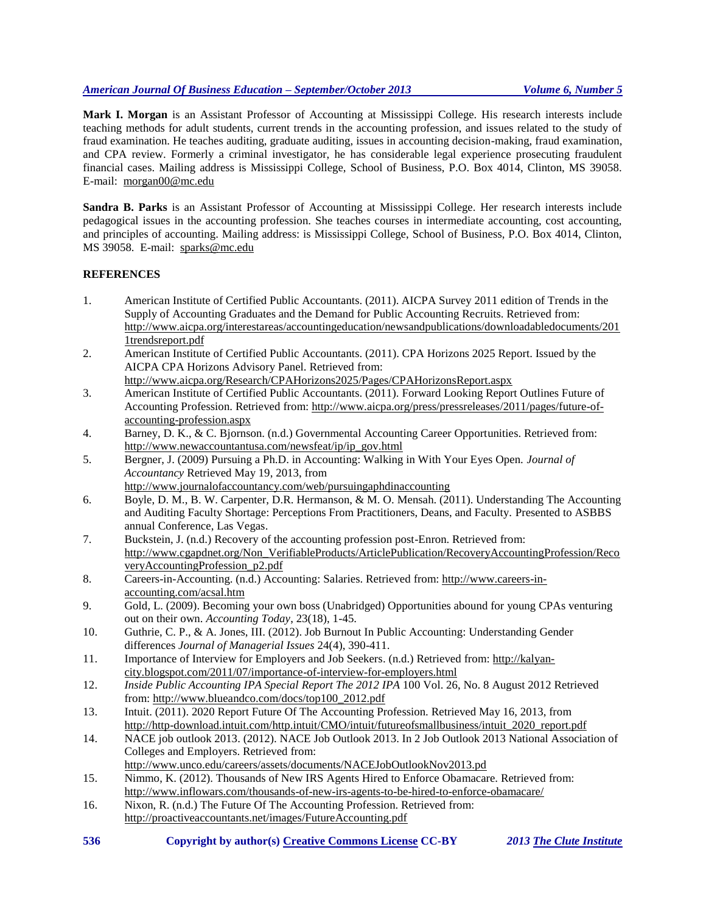**Mark I. Morgan** is an Assistant Professor of Accounting at Mississippi College. His research interests include teaching methods for adult students, current trends in the accounting profession, and issues related to the study of fraud examination. He teaches auditing, graduate auditing, issues in accounting decision-making, fraud examination, and CPA review. Formerly a criminal investigator, he has considerable legal experience prosecuting fraudulent financial cases. Mailing address is Mississippi College, School of Business, P.O. Box 4014, Clinton, MS 39058. E-mail: morgan00@mc.edu

**Sandra B. Parks** is an Assistant Professor of Accounting at Mississippi College. Her research interests include pedagogical issues in the accounting profession. She teaches courses in intermediate accounting, cost accounting, and principles of accounting. Mailing address: is Mississippi College, School of Business, P.O. Box 4014, Clinton, MS 39058. E-mail: sparks@mc.edu

## REFERENCES

1. American Institute of Certified Public Accountants. (2011). AICPA Survey 2011 edition of Trends in the Supply of Accounting Graduates and the Demand for Public Accounting Recruits. Retrieved from: http://www.aicpa.org/interestareas/accountingeducation/newsandpublications/downloadabledocuments/2011trendsreport.pdf
2. American Institute of Certified Public Accountants. (2011). CPA Horizons 2025 Report. Issued by the AICPA CPA Horizons Advisory Panel. Retrieved from: http://www.aicpa.org/Research/CPAHorizons2025/Pages/CPAHorizonsReport.aspx
3. American Institute of Certified Public Accountants. (2011). Forward Looking Report Outlines Future of Accounting Profession. Retrieved from: http://www.aicpa.org/press/pressreleases/2011/pages/future-of-accounting-profession.aspx
4. Barney, D. K., & C. Bjornson. (n.d.) Governmental Accounting Career Opportunities. Retrieved from: http://www.newaccountantusa.com/newsfeat/ip/ip_gov.html
5. Bergner, J. (2009) Pursuing a Ph.D. in Accounting: Walking in With Your Eyes Open. *Journal of Accountancy* Retrieved May 19, 2013, from http://www.journalofaccountancy.com/web/pursuingaphdinaccounting
6. Boyle, D. M., B. W. Carpenter, D.R. Hermanson, & M. O. Mensah. (2011). Understanding The Accounting and Auditing Faculty Shortage: Perceptions From Practitioners, Deans, and Faculty. Presented to ASBBS annual Conference, Las Vegas.
7. Buckstein, J. (n.d.) Recovery of the accounting profession post-Enron. Retrieved from: http://www.cgapdnet.org/Non_VerifiableProducts/ArticlePublication/RecoveryAccountingProfession/RecoveryAccountingProfession_p2.pdf
8. Careers-in-Accounting. (n.d.) Accounting: Salaries. Retrieved from: http://www.careers-in-accounting.com/acsal.htm
9. Gold, L. (2009). Becoming your own boss (Unabridged) Opportunities abound for young CPAs venturing out on their own. *Accounting Today*, 23(18), 1-45.
10. Guthrie, C. P., & A. Jones, III. (2012). Job Burnout In Public Accounting: Understanding Gender differences *Journal of Managerial Issues* 24(4), 390-411.
11. Importance of Interview for Employers and Job Seekers. (n.d.) Retrieved from: http://kalyan-city.blogspot.com/2011/07/importance-of-interview-for-employers.html
12. *Inside Public Accounting IPA Special Report The 2012 IPA* 100 Vol. 26, No. 8 August 2012 Retrieved from: http://www.blueandco.com/docs/top100_2012.pdf
13. Intuit. (2011). 2020 Report Future Of The Accounting Profession. Retrieved May 16, 2013, from http://http-download.intuit.com/http.intuit/CMO/intuit/futureofsmallbusiness/intuit_2020_report.pdf
14. NACE job outlook 2013. (2012). NACE Job Outlook 2013. In 2 Job Outlook 2013 National Association of Colleges and Employers. Retrieved from: http://www.unco.edu/careers/assets/documents/NACEJobOutlookNov2013.pd
15. Nimmo, K. (2012). Thousands of New IRS Agents Hired to Enforce Obamacare. Retrieved from: http://www.inflowars.com/thousands-of-new-irs-agents-to-be-hired-to-enforce-obamacare/
16. Nixon, R. (n.d.) The Future Of The Accounting Profession. Retrieved from: http://proactiveaccountants.net/images/FutureAccounting.pdf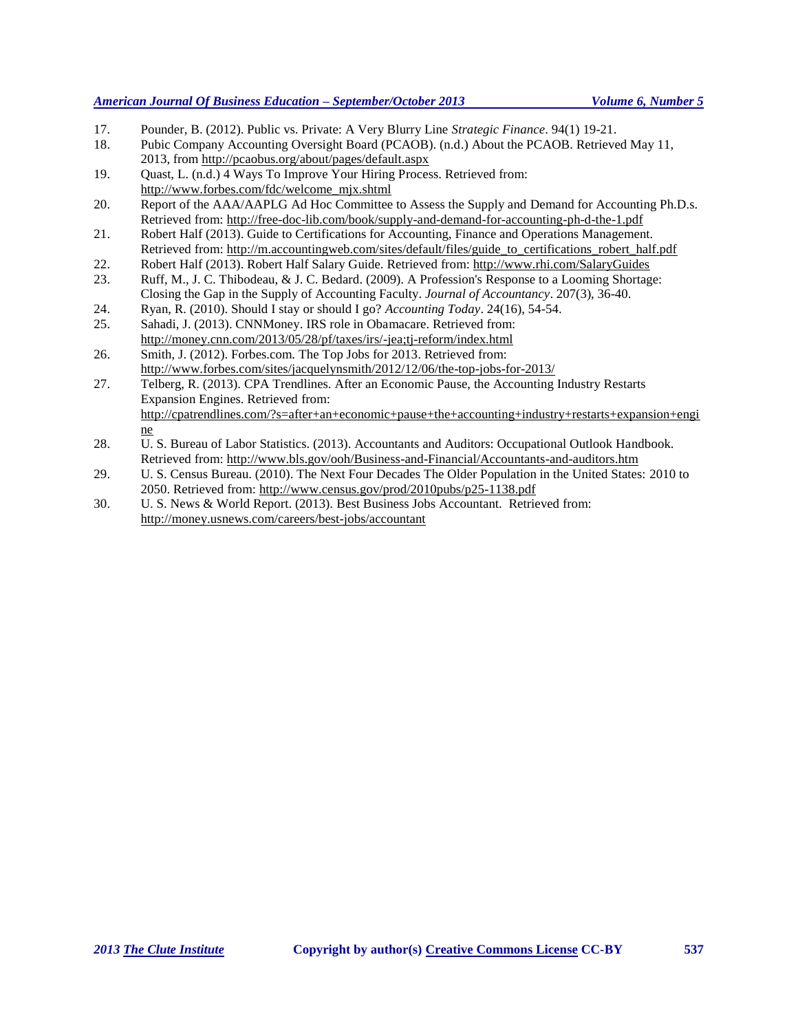17. Pounder, B. (2012). Public vs. Private: A Very Blurry Line *Strategic Finance*. 94(1) 19-21.
18. Pubic Company Accounting Oversight Board (PCAOB). (n.d.) About the PCAOB. Retrieved May 11, 2013, from http://pcaobus.org/about/pages/default.aspx
19. Quast, L. (n.d.) 4 Ways To Improve Your Hiring Process. Retrieved from: http://www.forbes.com/fdc/welcome_mjx.shtml
20. Report of the AAA/AAPLG Ad Hoc Committee to Assess the Supply and Demand for Accounting Ph.D.s. Retrieved from: http://free-doc-lib.com/book/supply-and-demand-for-accounting-ph-d-the-1.pdf
21. Robert Half (2013). Guide to Certifications for Accounting, Finance and Operations Management. Retrieved from: http://m.accountingweb.com/sites/default/files/guide_to_certifications_robert_half.pdf
22. Robert Half (2013). Robert Half Salary Guide. Retrieved from: http://www.rhi.com/SalaryGuides
23. Ruff, M., J. C. Thibodeau, & J. C. Bedard. (2009). A Profession's Response to a Looming Shortage: Closing the Gap in the Supply of Accounting Faculty. *Journal of Accountancy*. 207(3), 36-40.
24. Ryan, R. (2010). Should I stay or should I go? *Accounting Today*. 24(16), 54-54.
25. Sahadi, J. (2013). CNNMoney. IRS role in Obamacare. Retrieved from: http://money.cnn.com/2013/05/28/pf/taxes/irs/-jea;tj-reform/index.html
26. Smith, J. (2012). Forbes.com. The Top Jobs for 2013. Retrieved from: http://www.forbes.com/sites/jacquelynsmith/2012/12/06/the-top-jobs-for-2013/
27. Telberg, R. (2013). CPA Trendlines. After an Economic Pause, the Accounting Industry Restarts Expansion Engines. Retrieved from: http://cpatrendlines.com/?s=after+an+economic+pause+the+accounting+industry+restarts+expansion+engine
28. U. S. Bureau of Labor Statistics. (2013). Accountants and Auditors: Occupational Outlook Handbook. Retrieved from: http://www.bls.gov/ooh/Business-and-Financial/Accountants-and-auditors.htm
29. U. S. Census Bureau. (2010). The Next Four Decades The Older Population in the United States: 2010 to 2050. Retrieved from: http://www.census.gov/prod/2010pubs/p25-1138.pdf
30. U. S. News & World Report. (2013). Best Business Jobs Accountant. Retrieved from: http://money.usnews.com/careers/best-jobs/accountant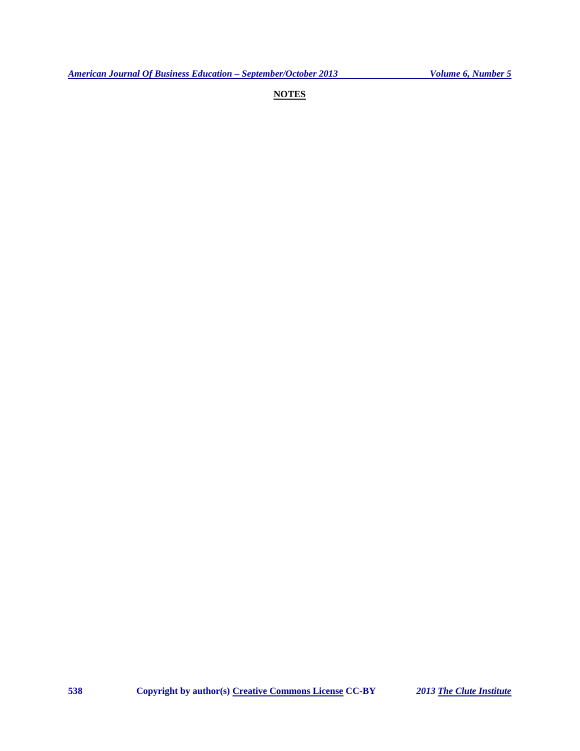**NOTES**